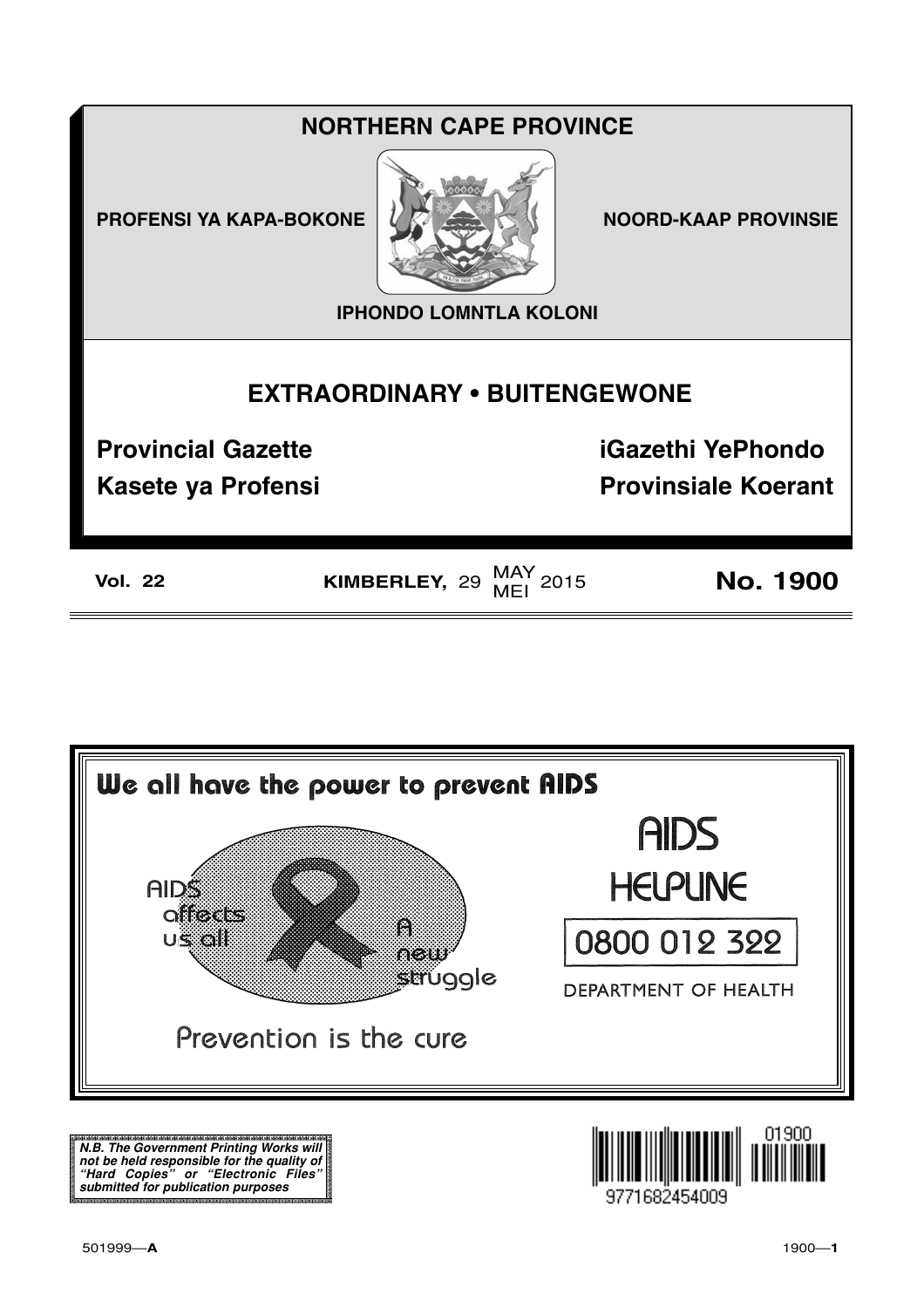# NORTHERN CAPE PROVINCE

**PROFENSI YA KAPA-BOKONE** | **NOORD-KAAP PROVINSIE**

**IPHONDO LOMNTLA KOLONI**

## EXTRAORDINARY • BUITENGEWONE

**Provincial Gazette** | **iGazethi YePhondo**

**Kasete ya Profensi** | **Provinsiale Koerant**

**Vol. 22** | **KIMBERLEY,** 29 MAY / MEI 2015 | **No. 1900**

---

**We all have the power to prevent AIDS**

AIDS affects us all

A new struggle

Prevention is the cure

AIDS HELPLINE

0800 012 322

DEPARTMENT OF HEALTH

---

***N.B. The Government Printing Works will not be held responsible for the quality of "Hard Copies" or "Electronic Files" submitted for publication purposes***

01900

9771682454009

501999—**A**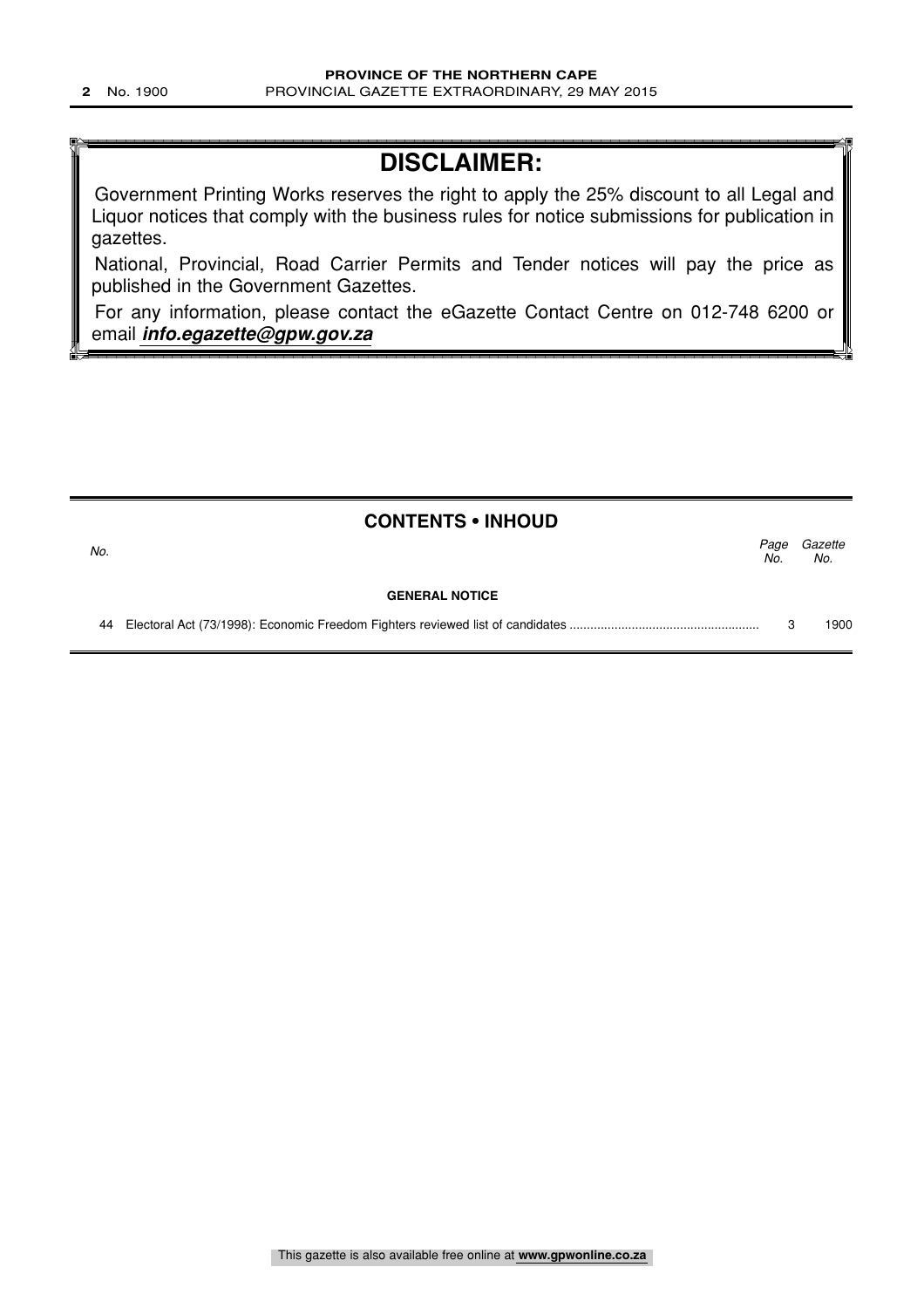## DISCLAIMER:

Government Printing Works reserves the right to apply the 25% discount to all Legal and Liquor notices that comply with the business rules for notice submissions for publication in gazettes.

National, Provincial, Road Carrier Permits and Tender notices will pay the price as published in the Government Gazettes.

For any information, please contact the eGazette Contact Centre on 012-748 6200 or email ***info.egazette@gpw.gov.za***

## CONTENTS • INHOUD

| *No.* | | *Page No.* | *Gazette No.* |
|---|---|---|---|
| | **GENERAL NOTICE** | | |
| 44 | Electoral Act (73/1998): Economic Freedom Fighters reviewed list of candidates | 3 | 1900 |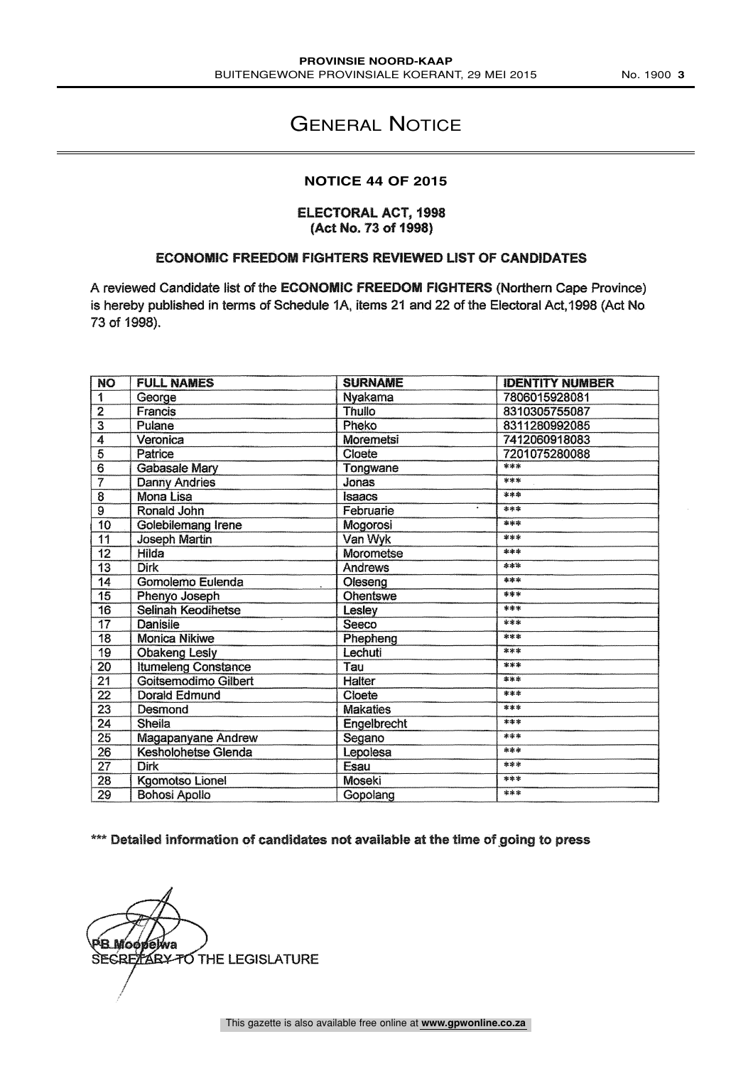# GENERAL NOTICE

## NOTICE 44 OF 2015

**ELECTORAL ACT, 1998**
**(Act No. 73 of 1998)**

**ECONOMIC FREEDOM FIGHTERS REVIEWED LIST OF CANDIDATES**

A reviewed Candidate list of the **ECONOMIC FREEDOM FIGHTERS** (Northern Cape Province) is hereby published in terms of Schedule 1A, items 21 and 22 of the Electoral Act,1998 (Act No 73 of 1998).

| NO | FULL NAMES | SURNAME | IDENTITY NUMBER |
|---|---|---|---|
| 1 | George | Nyakama | 7806015928081 |
| 2 | Francis | Thullo | 8310305755087 |
| 3 | Pulane | Pheko | 8311280992085 |
| 4 | Veronica | Moremetsi | 7412060918083 |
| 5 | Patrice | Cloete | 7201075280088 |
| 6 | Gabasale Mary | Tongwane | *** |
| 7 | Danny Andries | Jonas | *** |
| 8 | Mona Lisa | Isaacs | *** |
| 9 | Ronald John | Februarie | *** |
| 10 | Golebilemang Irene | Mogorosi | *** |
| 11 | Joseph Martin | Van Wyk | *** |
| 12 | Hilda | Morometse | *** |
| 13 | Dirk | Andrews | *** |
| 14 | Gomolemo Eulenda | Oleseng | *** |
| 15 | Phenyo Joseph | Ohentswe | *** |
| 16 | Selinah Keodihetse | Lesley | *** |
| 17 | Danisile | Seeco | *** |
| 18 | Monica Nikiwe | Phepheng | *** |
| 19 | Obakeng Lesly | Lechuti | *** |
| 20 | Itumeleng Constance | Tau | *** |
| 21 | Goitsemodimo Gilbert | Halter | *** |
| 22 | Dorald Edmund | Cloete | *** |
| 23 | Desmond | Makaties | *** |
| 24 | Sheila | Engelbrecht | *** |
| 25 | Magapanyane Andrew | Segano | *** |
| 26 | Kesholohetse Glenda | Lepolesa | *** |
| 27 | Dirk | Esau | *** |
| 28 | Kgomotso Lionel | Moseki | *** |
| 29 | Bohosi Apollo | Gopolang | *** |

**\*\*\* Detailed information of candidates not available at the time of going to press**

PB Moopelwa
SECRETARY TO THE LEGISLATURE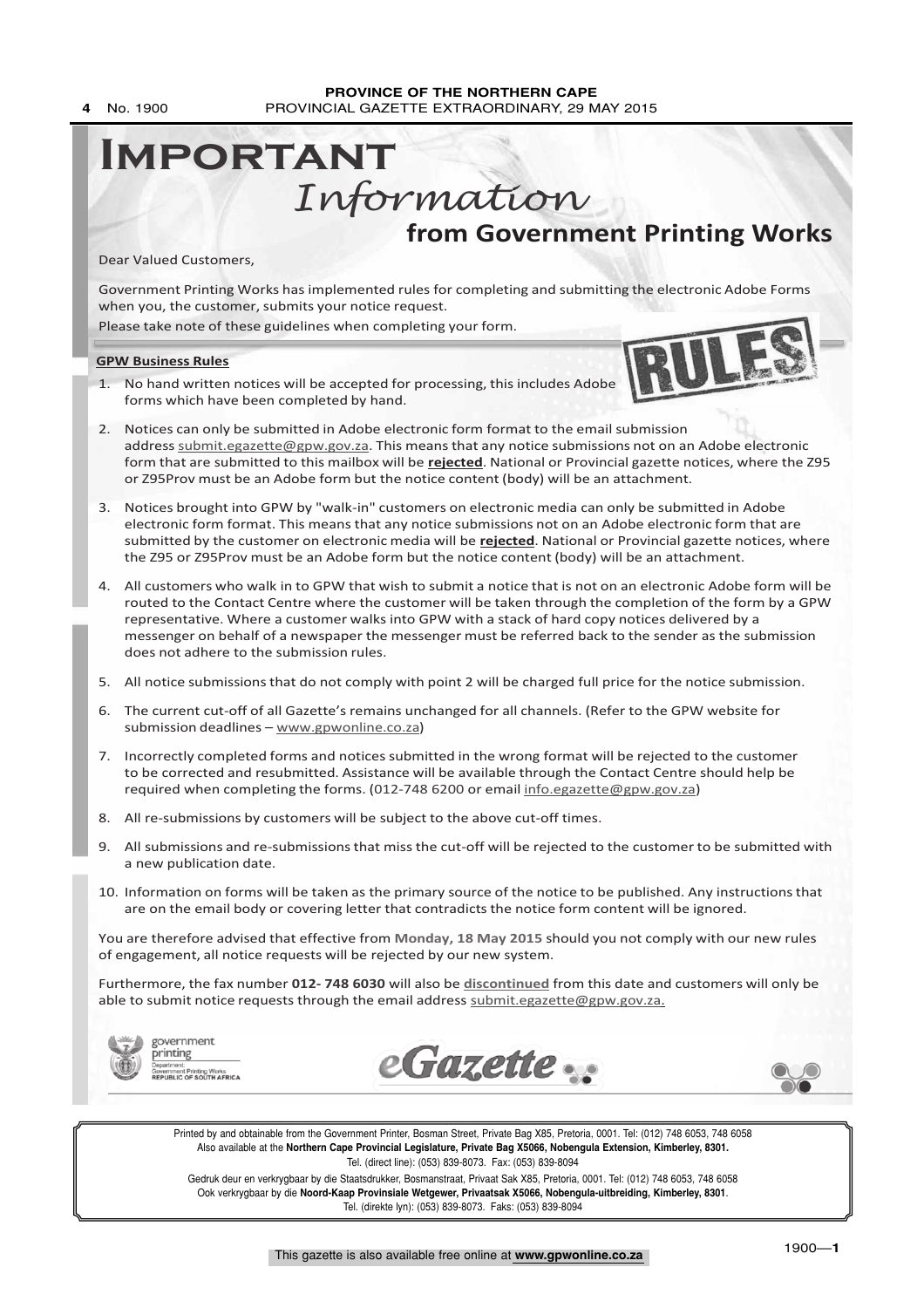# Important *Information* from Government Printing Works

Dear Valued Customers,

Government Printing Works has implemented rules for completing and submitting the electronic Adobe Forms when you, the customer, submits your notice request.

Please take note of these guidelines when completing your form.

**GPW Business Rules**

1. No hand written notices will be accepted for processing, this includes Adobe forms which have been completed by hand.
2. Notices can only be submitted in Adobe electronic form format to the email submission address submit.egazette@gpw.gov.za. This means that any notice submissions not on an Adobe electronic form that are submitted to this mailbox will be **rejected**. National or Provincial gazette notices, where the Z95 or Z95Prov must be an Adobe form but the notice content (body) will be an attachment.
3. Notices brought into GPW by "walk-in" customers on electronic media can only be submitted in Adobe electronic form format. This means that any notice submissions not on an Adobe electronic form that are submitted by the customer on electronic media will be **rejected**. National or Provincial gazette notices, where the Z95 or Z95Prov must be an Adobe form but the notice content (body) will be an attachment.
4. All customers who walk in to GPW that wish to submit a notice that is not on an electronic Adobe form will be routed to the Contact Centre where the customer will be taken through the completion of the form by a GPW representative. Where a customer walks into GPW with a stack of hard copy notices delivered by a messenger on behalf of a newspaper the messenger must be referred back to the sender as the submission does not adhere to the submission rules.
5. All notice submissions that do not comply with point 2 will be charged full price for the notice submission.
6. The current cut-off of all Gazette's remains unchanged for all channels. (Refer to the GPW website for submission deadlines – www.gpwonline.co.za)
7. Incorrectly completed forms and notices submitted in the wrong format will be rejected to the customer to be corrected and resubmitted. Assistance will be available through the Contact Centre should help be required when completing the forms. (012-748 6200 or email info.egazette@gpw.gov.za)
8. All re-submissions by customers will be subject to the above cut-off times.
9. All submissions and re-submissions that miss the cut-off will be rejected to the customer to be submitted with a new publication date.
10. Information on forms will be taken as the primary source of the notice to be published. Any instructions that are on the email body or covering letter that contradicts the notice form content will be ignored.

You are therefore advised that effective from **Monday, 18 May 2015** should you not comply with our new rules of engagement, all notice requests will be rejected by our new system.

Furthermore, the fax number **012- 748 6030** will also be **discontinued** from this date and customers will only be able to submit notice requests through the email address submit.egazette@gpw.gov.za.

government printing
Department: Government Printing Works
REPUBLIC OF SOUTH AFRICA

eGazette

Printed by and obtainable from the Government Printer, Bosman Street, Private Bag X85, Pretoria, 0001. Tel: (012) 748 6053, 748 6058
Also available at the **Northern Cape Provincial Legislature, Private Bag X5066, Nobengula Extension, Kimberley, 8301.**
Tel. (direct line): (053) 839-8073. Fax: (053) 839-8094

Gedruk deur en verkrygbaar by die Staatsdrukker, Bosmanstraat, Privaat Sak X85, Pretoria, 0001. Tel: (012) 748 6053, 748 6058
Ook verkrygbaar by die **Noord-Kaap Provinsiale Wetgewer, Privaatsak X5066, Nobengula-uitbreiding, Kimberley, 8301**.
Tel. (direkte lyn): (053) 839-8073. Faks: (053) 839-8094